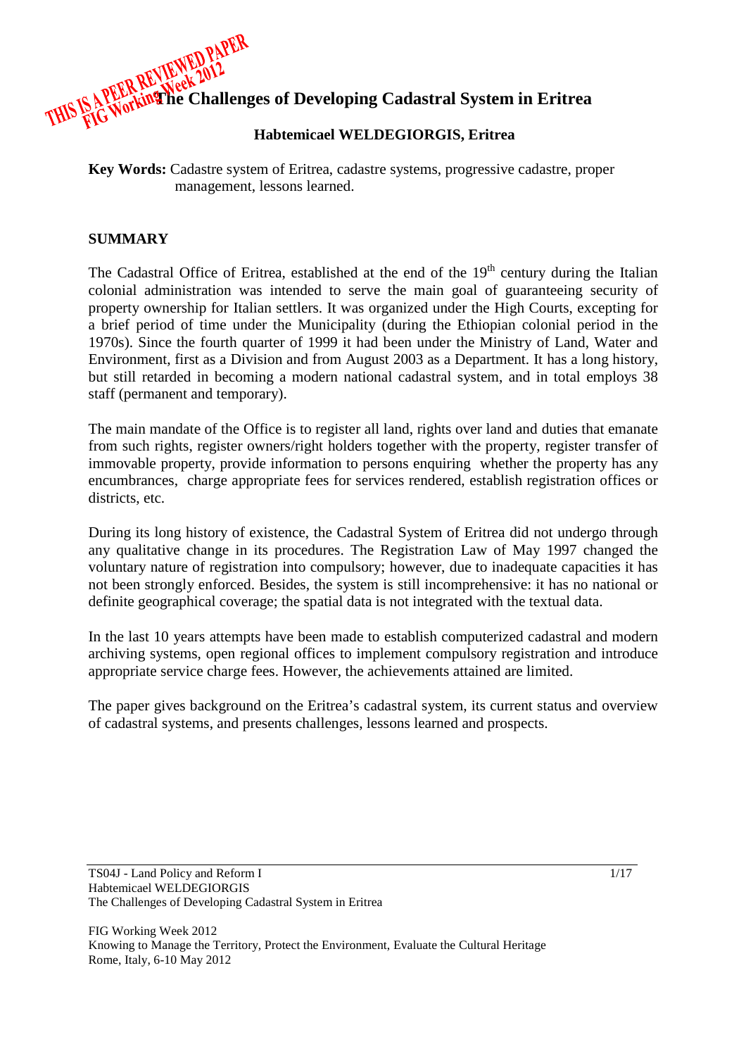THIS IS A PEER REVIEWED PAPER
FIG Working Week 2012

# The Challenges of Developing Cadastral System in Eritrea

### Habtemicael WELDEGIORGIS, Eritrea

**Key Words:** Cadastre system of Eritrea, cadastre systems, progressive cadastre, proper management, lessons learned.

## SUMMARY

The Cadastral Office of Eritrea, established at the end of the 19th century during the Italian colonial administration was intended to serve the main goal of guaranteeing security of property ownership for Italian settlers. It was organized under the High Courts, excepting for a brief period of time under the Municipality (during the Ethiopian colonial period in the 1970s). Since the fourth quarter of 1999 it had been under the Ministry of Land, Water and Environment, first as a Division and from August 2003 as a Department. It has a long history, but still retarded in becoming a modern national cadastral system, and in total employs 38 staff (permanent and temporary).

The main mandate of the Office is to register all land, rights over land and duties that emanate from such rights, register owners/right holders together with the property, register transfer of immovable property, provide information to persons enquiring whether the property has any encumbrances, charge appropriate fees for services rendered, establish registration offices or districts, etc.

During its long history of existence, the Cadastral System of Eritrea did not undergo through any qualitative change in its procedures. The Registration Law of May 1997 changed the voluntary nature of registration into compulsory; however, due to inadequate capacities it has not been strongly enforced. Besides, the system is still incomprehensive: it has no national or definite geographical coverage; the spatial data is not integrated with the textual data.

In the last 10 years attempts have been made to establish computerized cadastral and modern archiving systems, open regional offices to implement compulsory registration and introduce appropriate service charge fees. However, the achievements attained are limited.

The paper gives background on the Eritrea's cadastral system, its current status and overview of cadastral systems, and presents challenges, lessons learned and prospects.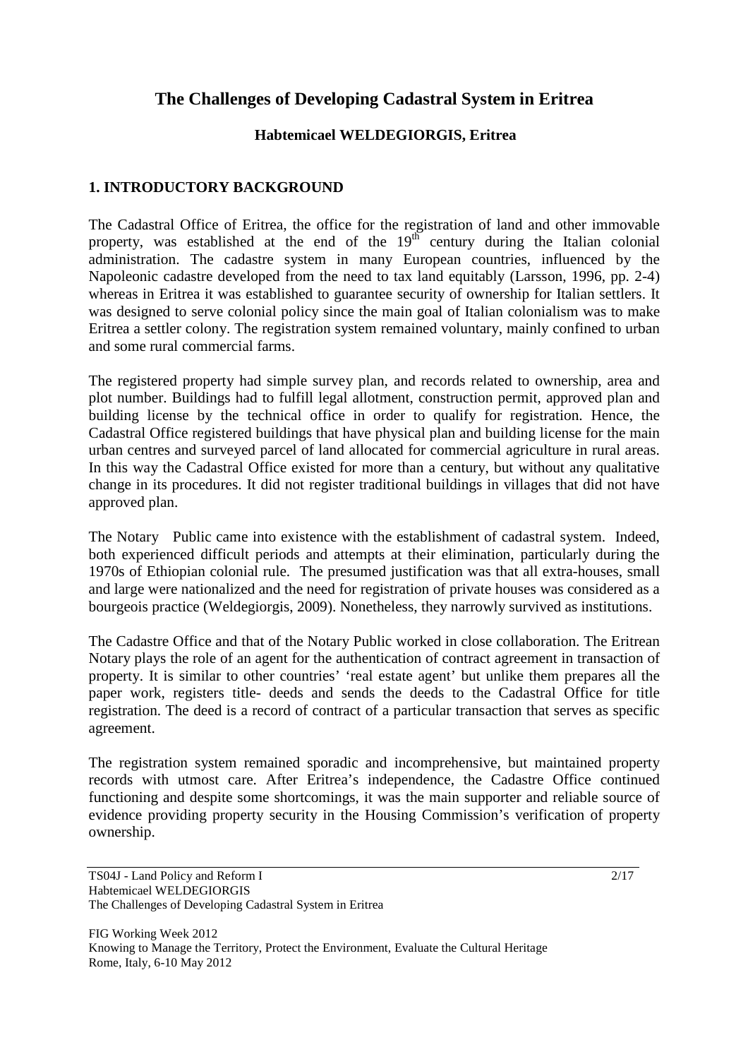# The Challenges of Developing Cadastral System in Eritrea

**Habtemicael WELDEGIORGIS, Eritrea**

## 1. INTRODUCTORY BACKGROUND

The Cadastral Office of Eritrea, the office for the registration of land and other immovable property, was established at the end of the 19th century during the Italian colonial administration. The cadastre system in many European countries, influenced by the Napoleonic cadastre developed from the need to tax land equitably (Larsson, 1996, pp. 2-4) whereas in Eritrea it was established to guarantee security of ownership for Italian settlers. It was designed to serve colonial policy since the main goal of Italian colonialism was to make Eritrea a settler colony. The registration system remained voluntary, mainly confined to urban and some rural commercial farms.

The registered property had simple survey plan, and records related to ownership, area and plot number. Buildings had to fulfill legal allotment, construction permit, approved plan and building license by the technical office in order to qualify for registration. Hence, the Cadastral Office registered buildings that have physical plan and building license for the main urban centres and surveyed parcel of land allocated for commercial agriculture in rural areas. In this way the Cadastral Office existed for more than a century, but without any qualitative change in its procedures. It did not register traditional buildings in villages that did not have approved plan.

The Notary Public came into existence with the establishment of cadastral system. Indeed, both experienced difficult periods and attempts at their elimination, particularly during the 1970s of Ethiopian colonial rule. The presumed justification was that all extra-houses, small and large were nationalized and the need for registration of private houses was considered as a bourgeois practice (Weldegiorgis, 2009). Nonetheless, they narrowly survived as institutions.

The Cadastre Office and that of the Notary Public worked in close collaboration. The Eritrean Notary plays the role of an agent for the authentication of contract agreement in transaction of property. It is similar to other countries' 'real estate agent' but unlike them prepares all the paper work, registers title- deeds and sends the deeds to the Cadastral Office for title registration. The deed is a record of contract of a particular transaction that serves as specific agreement.

The registration system remained sporadic and incomprehensive, but maintained property records with utmost care. After Eritrea's independence, the Cadastre Office continued functioning and despite some shortcomings, it was the main supporter and reliable source of evidence providing property security in the Housing Commission's verification of property ownership.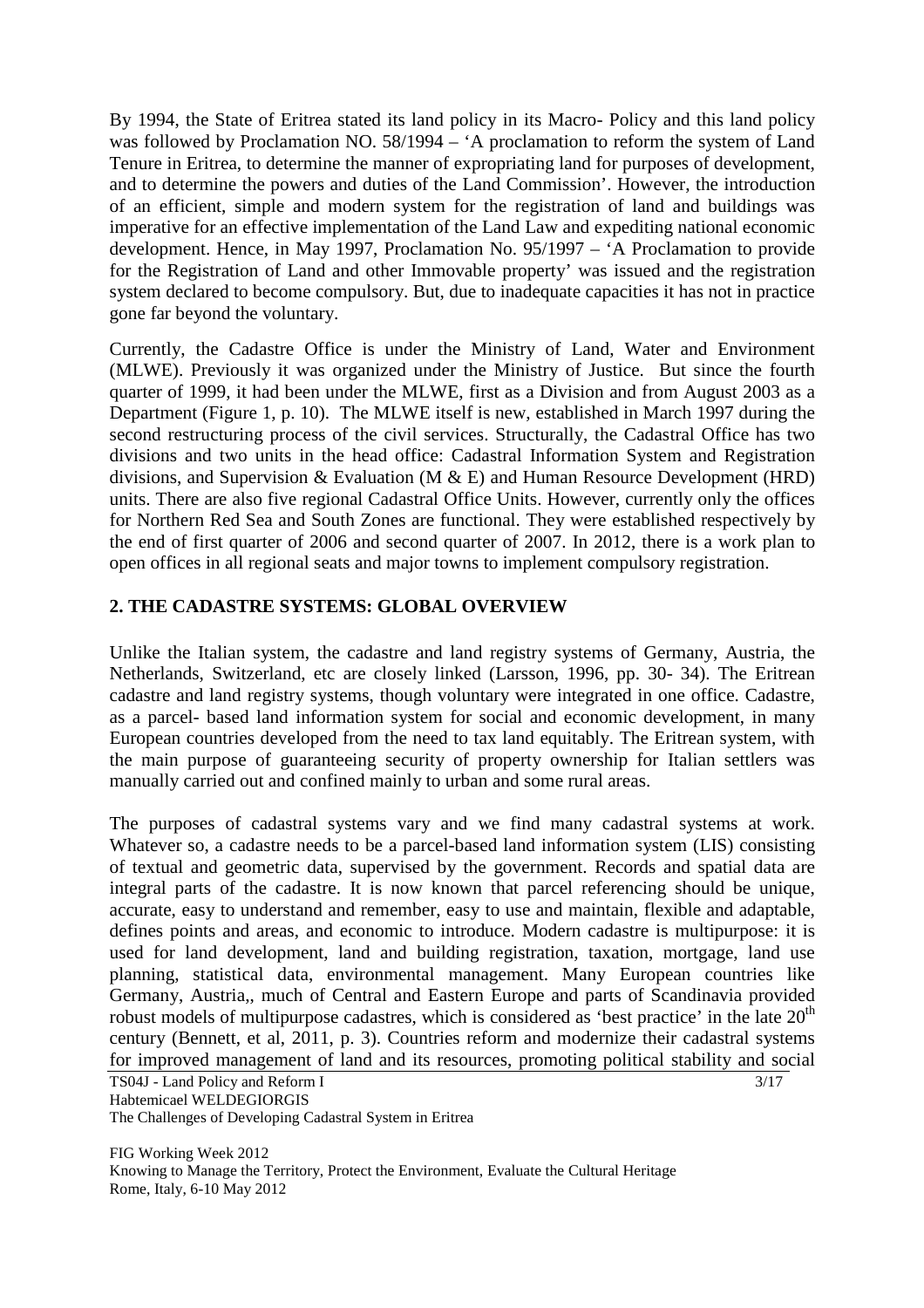By 1994, the State of Eritrea stated its land policy in its Macro- Policy and this land policy was followed by Proclamation NO. 58/1994 – 'A proclamation to reform the system of Land Tenure in Eritrea, to determine the manner of expropriating land for purposes of development, and to determine the powers and duties of the Land Commission'. However, the introduction of an efficient, simple and modern system for the registration of land and buildings was imperative for an effective implementation of the Land Law and expediting national economic development. Hence, in May 1997, Proclamation No. 95/1997 – 'A Proclamation to provide for the Registration of Land and other Immovable property' was issued and the registration system declared to become compulsory. But, due to inadequate capacities it has not in practice gone far beyond the voluntary.

Currently, the Cadastre Office is under the Ministry of Land, Water and Environment (MLWE). Previously it was organized under the Ministry of Justice. But since the fourth quarter of 1999, it had been under the MLWE, first as a Division and from August 2003 as a Department (Figure 1, p. 10). The MLWE itself is new, established in March 1997 during the second restructuring process of the civil services. Structurally, the Cadastral Office has two divisions and two units in the head office: Cadastral Information System and Registration divisions, and Supervision & Evaluation (M & E) and Human Resource Development (HRD) units. There are also five regional Cadastral Office Units. However, currently only the offices for Northern Red Sea and South Zones are functional. They were established respectively by the end of first quarter of 2006 and second quarter of 2007. In 2012, there is a work plan to open offices in all regional seats and major towns to implement compulsory registration.

## 2. THE CADASTRE SYSTEMS: GLOBAL OVERVIEW

Unlike the Italian system, the cadastre and land registry systems of Germany, Austria, the Netherlands, Switzerland, etc are closely linked (Larsson, 1996, pp. 30- 34). The Eritrean cadastre and land registry systems, though voluntary were integrated in one office. Cadastre, as a parcel- based land information system for social and economic development, in many European countries developed from the need to tax land equitably. The Eritrean system, with the main purpose of guaranteeing security of property ownership for Italian settlers was manually carried out and confined mainly to urban and some rural areas.

The purposes of cadastral systems vary and we find many cadastral systems at work. Whatever so, a cadastre needs to be a parcel-based land information system (LIS) consisting of textual and geometric data, supervised by the government. Records and spatial data are integral parts of the cadastre. It is now known that parcel referencing should be unique, accurate, easy to understand and remember, easy to use and maintain, flexible and adaptable, defines points and areas, and economic to introduce. Modern cadastre is multipurpose: it is used for land development, land and building registration, taxation, mortgage, land use planning, statistical data, environmental management. Many European countries like Germany, Austria,, much of Central and Eastern Europe and parts of Scandinavia provided robust models of multipurpose cadastres, which is considered as 'best practice' in the late 20th century (Bennett, et al, 2011, p. 3). Countries reform and modernize their cadastral systems for improved management of land and its resources, promoting political stability and social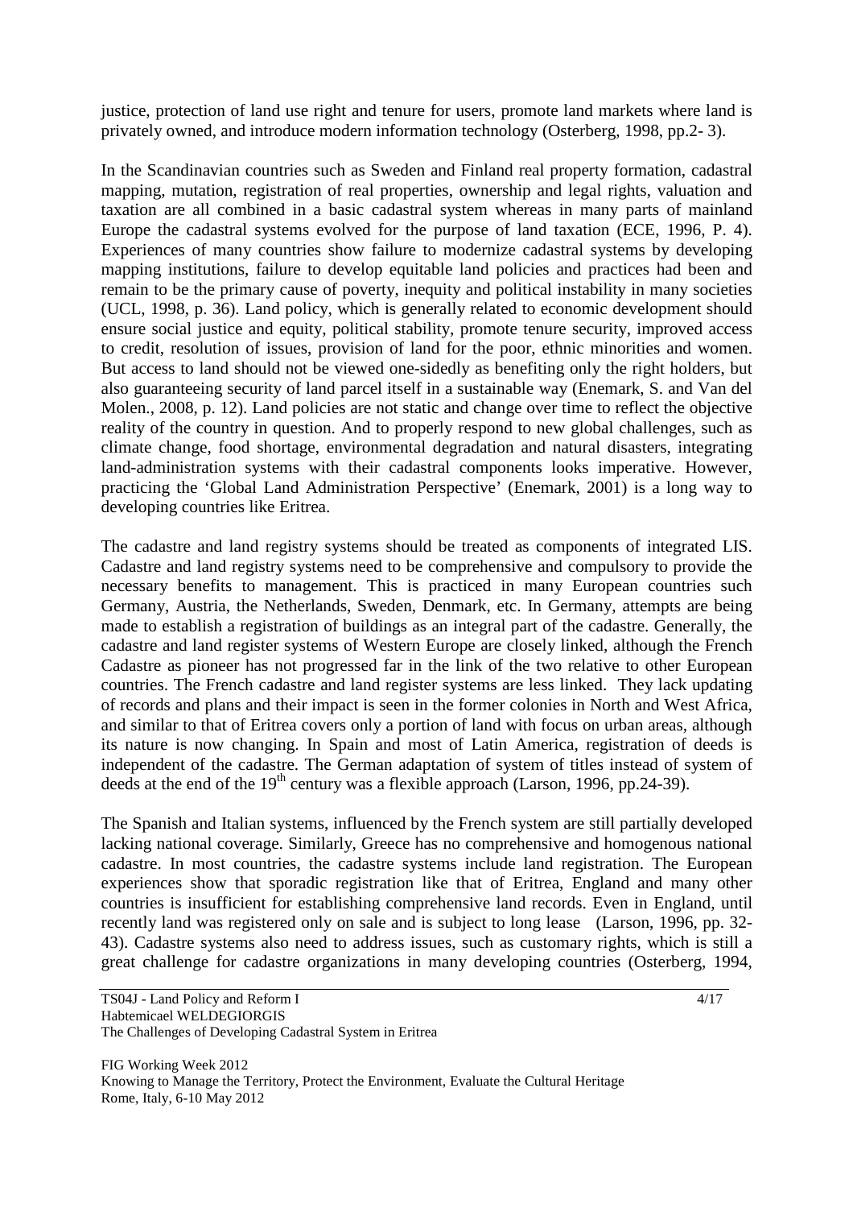justice, protection of land use right and tenure for users, promote land markets where land is privately owned, and introduce modern information technology (Osterberg, 1998, pp.2- 3).

In the Scandinavian countries such as Sweden and Finland real property formation, cadastral mapping, mutation, registration of real properties, ownership and legal rights, valuation and taxation are all combined in a basic cadastral system whereas in many parts of mainland Europe the cadastral systems evolved for the purpose of land taxation (ECE, 1996, P. 4). Experiences of many countries show failure to modernize cadastral systems by developing mapping institutions, failure to develop equitable land policies and practices had been and remain to be the primary cause of poverty, inequity and political instability in many societies (UCL, 1998, p. 36). Land policy, which is generally related to economic development should ensure social justice and equity, political stability, promote tenure security, improved access to credit, resolution of issues, provision of land for the poor, ethnic minorities and women. But access to land should not be viewed one-sidedly as benefiting only the right holders, but also guaranteeing security of land parcel itself in a sustainable way (Enemark, S. and Van del Molen., 2008, p. 12). Land policies are not static and change over time to reflect the objective reality of the country in question. And to properly respond to new global challenges, such as climate change, food shortage, environmental degradation and natural disasters, integrating land-administration systems with their cadastral components looks imperative. However, practicing the 'Global Land Administration Perspective' (Enemark, 2001) is a long way to developing countries like Eritrea.

The cadastre and land registry systems should be treated as components of integrated LIS. Cadastre and land registry systems need to be comprehensive and compulsory to provide the necessary benefits to management. This is practiced in many European countries such Germany, Austria, the Netherlands, Sweden, Denmark, etc. In Germany, attempts are being made to establish a registration of buildings as an integral part of the cadastre. Generally, the cadastre and land register systems of Western Europe are closely linked, although the French Cadastre as pioneer has not progressed far in the link of the two relative to other European countries. The French cadastre and land register systems are less linked. They lack updating of records and plans and their impact is seen in the former colonies in North and West Africa, and similar to that of Eritrea covers only a portion of land with focus on urban areas, although its nature is now changing. In Spain and most of Latin America, registration of deeds is independent of the cadastre. The German adaptation of system of titles instead of system of deeds at the end of the 19th century was a flexible approach (Larson, 1996, pp.24-39).

The Spanish and Italian systems, influenced by the French system are still partially developed lacking national coverage. Similarly, Greece has no comprehensive and homogenous national cadastre. In most countries, the cadastre systems include land registration. The European experiences show that sporadic registration like that of Eritrea, England and many other countries is insufficient for establishing comprehensive land records. Even in England, until recently land was registered only on sale and is subject to long lease (Larson, 1996, pp. 32-43). Cadastre systems also need to address issues, such as customary rights, which is still a great challenge for cadastre organizations in many developing countries (Osterberg, 1994,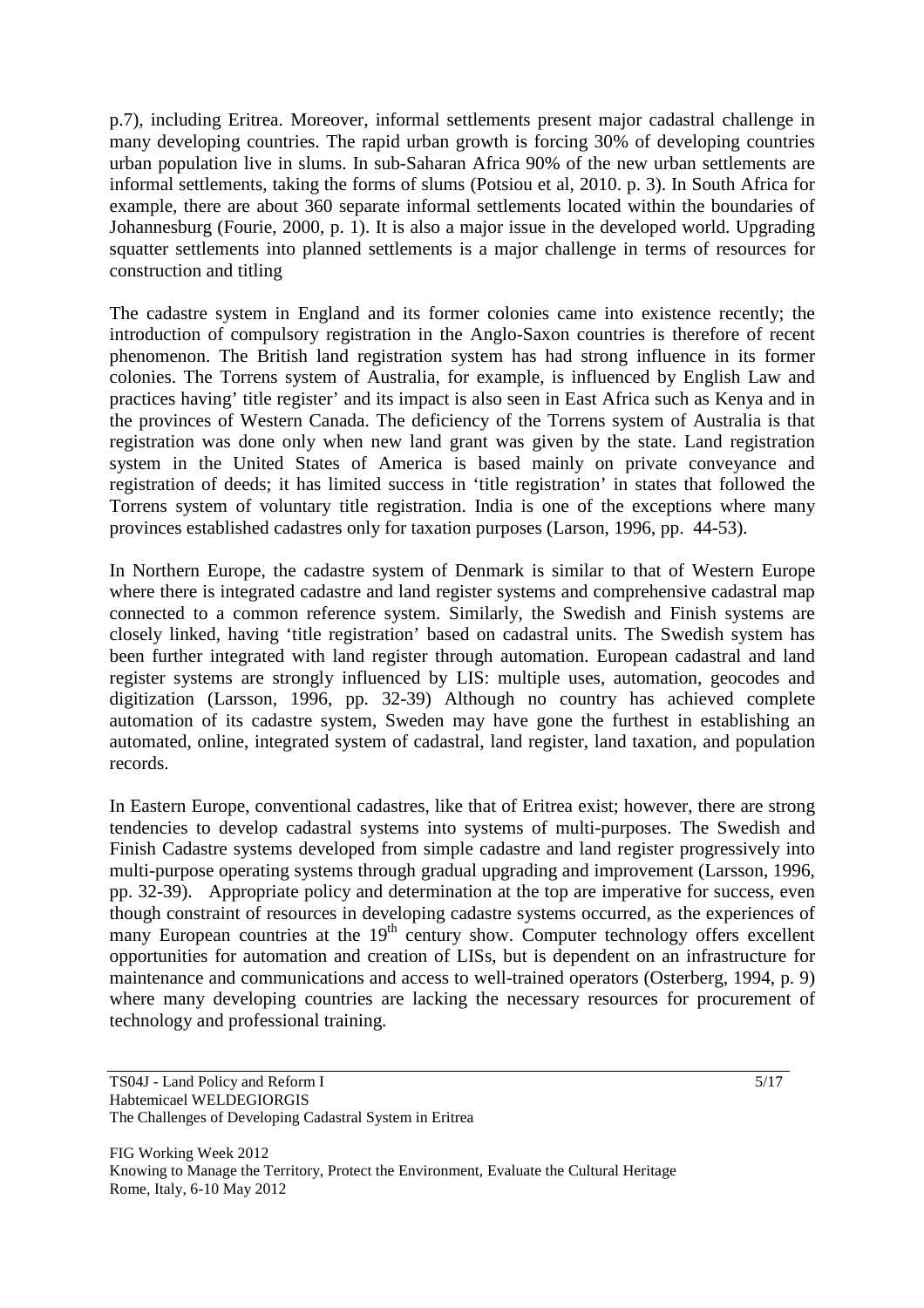p.7), including Eritrea. Moreover, informal settlements present major cadastral challenge in many developing countries. The rapid urban growth is forcing 30% of developing countries urban population live in slums. In sub-Saharan Africa 90% of the new urban settlements are informal settlements, taking the forms of slums (Potsiou et al, 2010. p. 3). In South Africa for example, there are about 360 separate informal settlements located within the boundaries of Johannesburg (Fourie, 2000, p. 1). It is also a major issue in the developed world. Upgrading squatter settlements into planned settlements is a major challenge in terms of resources for construction and titling

The cadastre system in England and its former colonies came into existence recently; the introduction of compulsory registration in the Anglo-Saxon countries is therefore of recent phenomenon. The British land registration system has had strong influence in its former colonies. The Torrens system of Australia, for example, is influenced by English Law and practices having' title register' and its impact is also seen in East Africa such as Kenya and in the provinces of Western Canada. The deficiency of the Torrens system of Australia is that registration was done only when new land grant was given by the state. Land registration system in the United States of America is based mainly on private conveyance and registration of deeds; it has limited success in 'title registration' in states that followed the Torrens system of voluntary title registration. India is one of the exceptions where many provinces established cadastres only for taxation purposes (Larson, 1996, pp. 44-53).

In Northern Europe, the cadastre system of Denmark is similar to that of Western Europe where there is integrated cadastre and land register systems and comprehensive cadastral map connected to a common reference system. Similarly, the Swedish and Finish systems are closely linked, having 'title registration' based on cadastral units. The Swedish system has been further integrated with land register through automation. European cadastral and land register systems are strongly influenced by LIS: multiple uses, automation, geocodes and digitization (Larsson, 1996, pp. 32-39) Although no country has achieved complete automation of its cadastre system, Sweden may have gone the furthest in establishing an automated, online, integrated system of cadastral, land register, land taxation, and population records.

In Eastern Europe, conventional cadastres, like that of Eritrea exist; however, there are strong tendencies to develop cadastral systems into systems of multi-purposes. The Swedish and Finish Cadastre systems developed from simple cadastre and land register progressively into multi-purpose operating systems through gradual upgrading and improvement (Larsson, 1996, pp. 32-39). Appropriate policy and determination at the top are imperative for success, even though constraint of resources in developing cadastre systems occurred, as the experiences of many European countries at the 19th century show. Computer technology offers excellent opportunities for automation and creation of LISs, but is dependent on an infrastructure for maintenance and communications and access to well-trained operators (Osterberg, 1994, p. 9) where many developing countries are lacking the necessary resources for procurement of technology and professional training.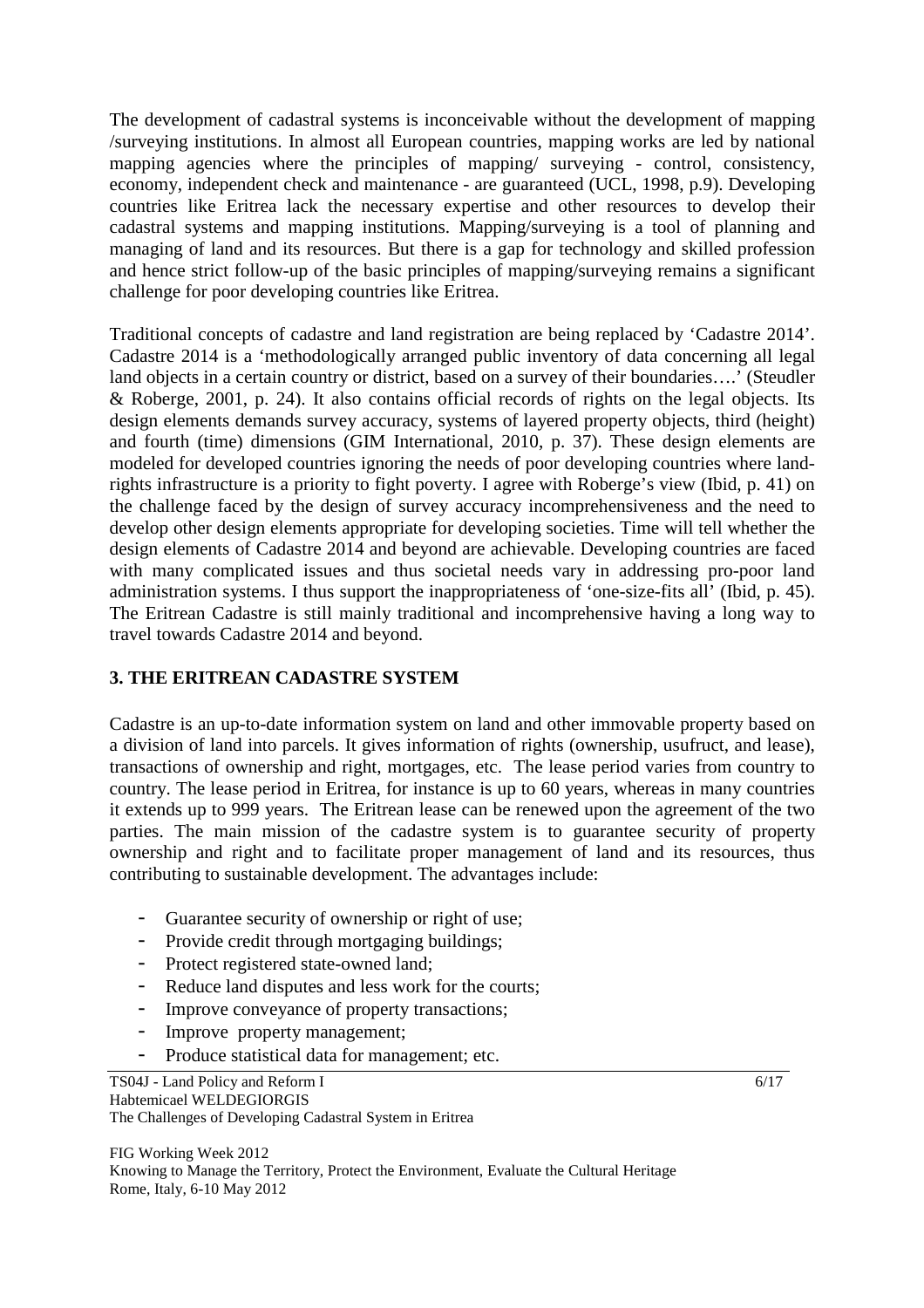The development of cadastral systems is inconceivable without the development of mapping /surveying institutions. In almost all European countries, mapping works are led by national mapping agencies where the principles of mapping/ surveying - control, consistency, economy, independent check and maintenance - are guaranteed (UCL, 1998, p.9). Developing countries like Eritrea lack the necessary expertise and other resources to develop their cadastral systems and mapping institutions. Mapping/surveying is a tool of planning and managing of land and its resources. But there is a gap for technology and skilled profession and hence strict follow-up of the basic principles of mapping/surveying remains a significant challenge for poor developing countries like Eritrea.

Traditional concepts of cadastre and land registration are being replaced by 'Cadastre 2014'. Cadastre 2014 is a 'methodologically arranged public inventory of data concerning all legal land objects in a certain country or district, based on a survey of their boundaries….' (Steudler & Roberge, 2001, p. 24). It also contains official records of rights on the legal objects. Its design elements demands survey accuracy, systems of layered property objects, third (height) and fourth (time) dimensions (GIM International, 2010, p. 37). These design elements are modeled for developed countries ignoring the needs of poor developing countries where land-rights infrastructure is a priority to fight poverty. I agree with Roberge's view (Ibid, p. 41) on the challenge faced by the design of survey accuracy incomprehensiveness and the need to develop other design elements appropriate for developing societies. Time will tell whether the design elements of Cadastre 2014 and beyond are achievable. Developing countries are faced with many complicated issues and thus societal needs vary in addressing pro-poor land administration systems. I thus support the inappropriateness of 'one-size-fits all' (Ibid, p. 45). The Eritrean Cadastre is still mainly traditional and incomprehensive having a long way to travel towards Cadastre 2014 and beyond.

## 3. THE ERITREAN CADASTRE SYSTEM

Cadastre is an up-to-date information system on land and other immovable property based on a division of land into parcels. It gives information of rights (ownership, usufruct, and lease), transactions of ownership and right, mortgages, etc. The lease period varies from country to country. The lease period in Eritrea, for instance is up to 60 years, whereas in many countries it extends up to 999 years. The Eritrean lease can be renewed upon the agreement of the two parties. The main mission of the cadastre system is to guarantee security of property ownership and right and to facilitate proper management of land and its resources, thus contributing to sustainable development. The advantages include:

- Guarantee security of ownership or right of use;
- Provide credit through mortgaging buildings;
- Protect registered state-owned land;
- Reduce land disputes and less work for the courts;
- Improve conveyance of property transactions;
- Improve property management;
- Produce statistical data for management; etc.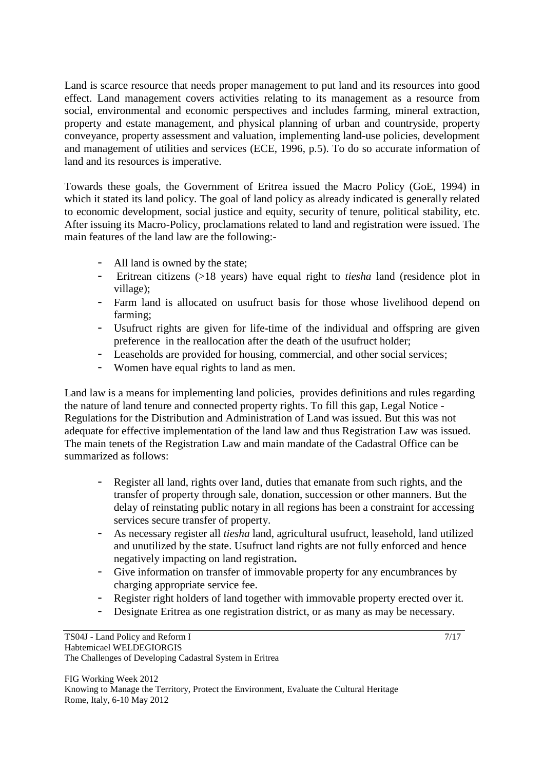Land is scarce resource that needs proper management to put land and its resources into good effect. Land management covers activities relating to its management as a resource from social, environmental and economic perspectives and includes farming, mineral extraction, property and estate management, and physical planning of urban and countryside, property conveyance, property assessment and valuation, implementing land-use policies, development and management of utilities and services (ECE, 1996, p.5). To do so accurate information of land and its resources is imperative.

Towards these goals, the Government of Eritrea issued the Macro Policy (GoE, 1994) in which it stated its land policy. The goal of land policy as already indicated is generally related to economic development, social justice and equity, security of tenure, political stability, etc. After issuing its Macro-Policy, proclamations related to land and registration were issued. The main features of the land law are the following:-

- All land is owned by the state;
- Eritrean citizens (>18 years) have equal right to *tiesha* land (residence plot in village);
- Farm land is allocated on usufruct basis for those whose livelihood depend on farming;
- Usufruct rights are given for life-time of the individual and offspring are given preference in the reallocation after the death of the usufruct holder;
- Leaseholds are provided for housing, commercial, and other social services;
- Women have equal rights to land as men.

Land law is a means for implementing land policies, provides definitions and rules regarding the nature of land tenure and connected property rights. To fill this gap, Legal Notice - Regulations for the Distribution and Administration of Land was issued. But this was not adequate for effective implementation of the land law and thus Registration Law was issued. The main tenets of the Registration Law and main mandate of the Cadastral Office can be summarized as follows:

- Register all land, rights over land, duties that emanate from such rights, and the transfer of property through sale, donation, succession or other manners. But the delay of reinstating public notary in all regions has been a constraint for accessing services secure transfer of property.
- As necessary register all *tiesha* land, agricultural usufruct, leasehold, land utilized and unutilized by the state. Usufruct land rights are not fully enforced and hence negatively impacting on land registration**.**
- Give information on transfer of immovable property for any encumbrances by charging appropriate service fee.
- Register right holders of land together with immovable property erected over it.
- Designate Eritrea as one registration district, or as many as may be necessary.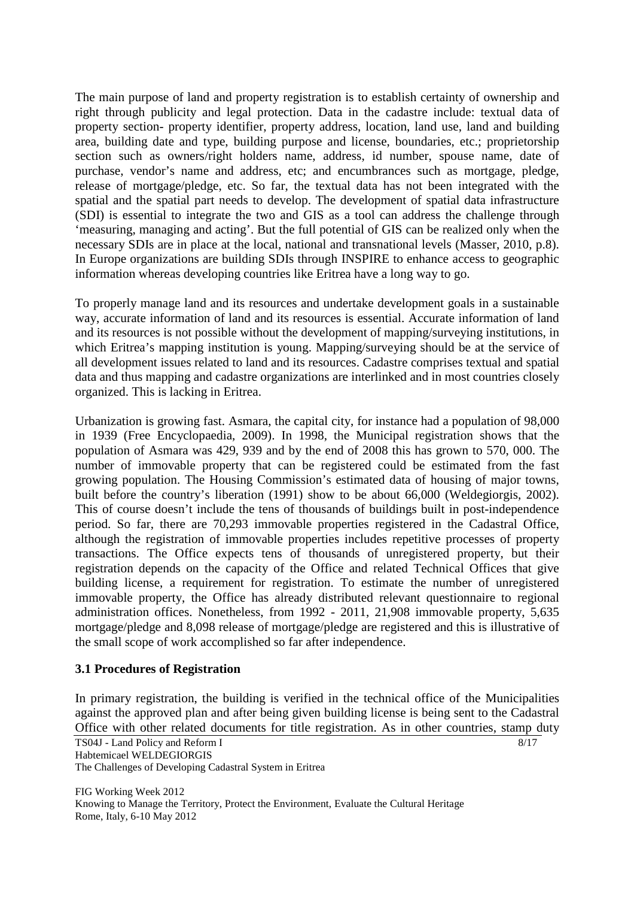The main purpose of land and property registration is to establish certainty of ownership and right through publicity and legal protection. Data in the cadastre include: textual data of property section- property identifier, property address, location, land use, land and building area, building date and type, building purpose and license, boundaries, etc.; proprietorship section such as owners/right holders name, address, id number, spouse name, date of purchase, vendor's name and address, etc; and encumbrances such as mortgage, pledge, release of mortgage/pledge, etc. So far, the textual data has not been integrated with the spatial and the spatial part needs to develop. The development of spatial data infrastructure (SDI) is essential to integrate the two and GIS as a tool can address the challenge through 'measuring, managing and acting'. But the full potential of GIS can be realized only when the necessary SDIs are in place at the local, national and transnational levels (Masser, 2010, p.8). In Europe organizations are building SDIs through INSPIRE to enhance access to geographic information whereas developing countries like Eritrea have a long way to go.

To properly manage land and its resources and undertake development goals in a sustainable way, accurate information of land and its resources is essential. Accurate information of land and its resources is not possible without the development of mapping/surveying institutions, in which Eritrea's mapping institution is young. Mapping/surveying should be at the service of all development issues related to land and its resources. Cadastre comprises textual and spatial data and thus mapping and cadastre organizations are interlinked and in most countries closely organized. This is lacking in Eritrea.

Urbanization is growing fast. Asmara, the capital city, for instance had a population of 98,000 in 1939 (Free Encyclopaedia, 2009). In 1998, the Municipal registration shows that the population of Asmara was 429, 939 and by the end of 2008 this has grown to 570, 000. The number of immovable property that can be registered could be estimated from the fast growing population. The Housing Commission's estimated data of housing of major towns, built before the country's liberation (1991) show to be about 66,000 (Weldegiorgis, 2002). This of course doesn't include the tens of thousands of buildings built in post-independence period. So far, there are 70,293 immovable properties registered in the Cadastral Office, although the registration of immovable properties includes repetitive processes of property transactions. The Office expects tens of thousands of unregistered property, but their registration depends on the capacity of the Office and related Technical Offices that give building license, a requirement for registration. To estimate the number of unregistered immovable property, the Office has already distributed relevant questionnaire to regional administration offices. Nonetheless, from 1992 - 2011, 21,908 immovable property, 5,635 mortgage/pledge and 8,098 release of mortgage/pledge are registered and this is illustrative of the small scope of work accomplished so far after independence.

### 3.1 Procedures of Registration

In primary registration, the building is verified in the technical office of the Municipalities against the approved plan and after being given building license is being sent to the Cadastral Office with other related documents for title registration. As in other countries, stamp duty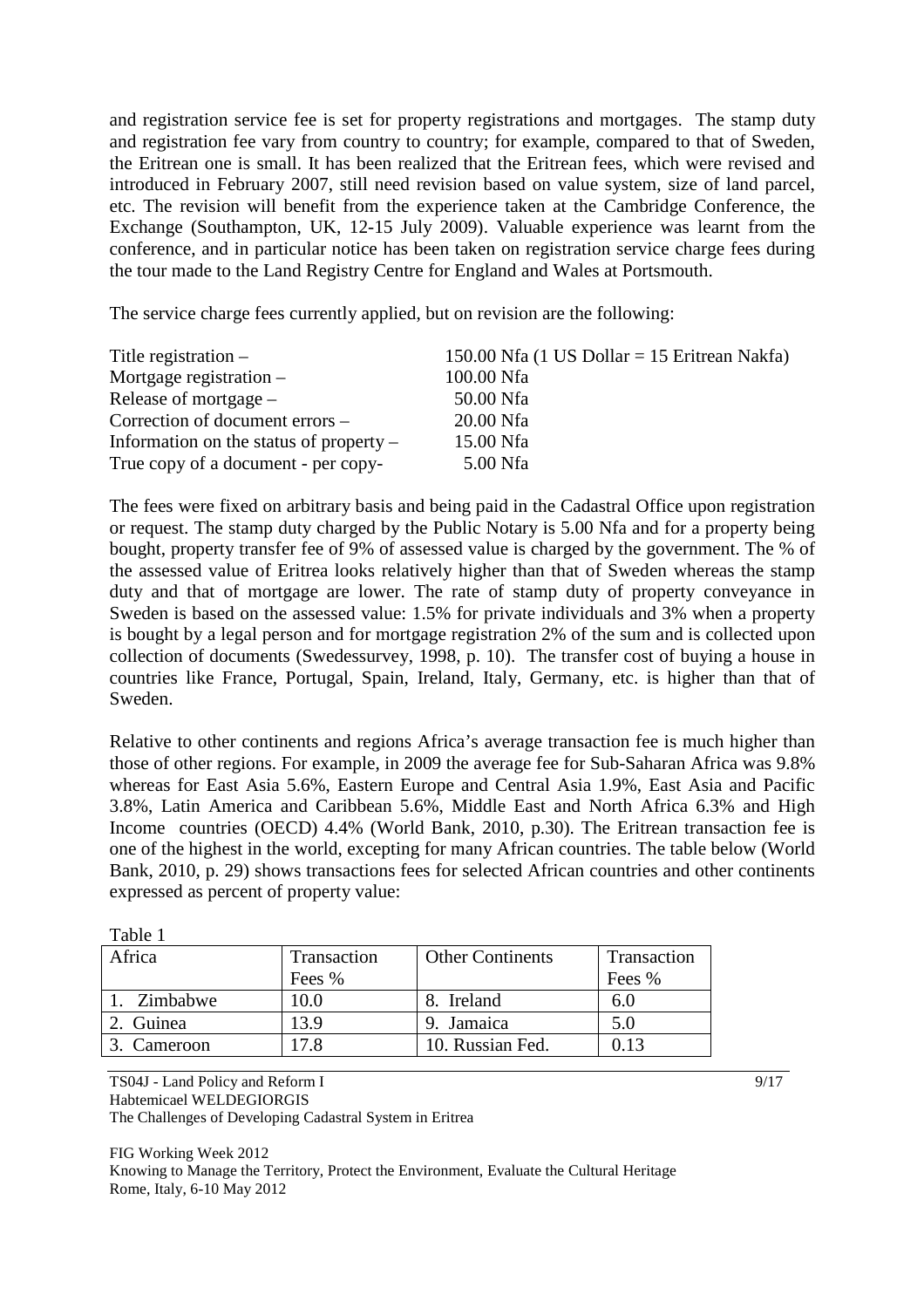and registration service fee is set for property registrations and mortgages. The stamp duty and registration fee vary from country to country; for example, compared to that of Sweden, the Eritrean one is small. It has been realized that the Eritrean fees, which were revised and introduced in February 2007, still need revision based on value system, size of land parcel, etc. The revision will benefit from the experience taken at the Cambridge Conference, the Exchange (Southampton, UK, 12-15 July 2009). Valuable experience was learnt from the conference, and in particular notice has been taken on registration service charge fees during the tour made to the Land Registry Centre for England and Wales at Portsmouth.

The service charge fees currently applied, but on revision are the following:

| | |
|---|---|
| Title registration – | 150.00 Nfa (1 US Dollar = 15 Eritrean Nakfa) |
| Mortgage registration – | 100.00 Nfa |
| Release of mortgage – | 50.00 Nfa |
| Correction of document errors – | 20.00 Nfa |
| Information on the status of property – | 15.00 Nfa |
| True copy of a document - per copy- | 5.00 Nfa |

The fees were fixed on arbitrary basis and being paid in the Cadastral Office upon registration or request. The stamp duty charged by the Public Notary is 5.00 Nfa and for a property being bought, property transfer fee of 9% of assessed value is charged by the government. The % of the assessed value of Eritrea looks relatively higher than that of Sweden whereas the stamp duty and that of mortgage are lower. The rate of stamp duty of property conveyance in Sweden is based on the assessed value: 1.5% for private individuals and 3% when a property is bought by a legal person and for mortgage registration 2% of the sum and is collected upon collection of documents (Swedessurvey, 1998, p. 10). The transfer cost of buying a house in countries like France, Portugal, Spain, Ireland, Italy, Germany, etc. is higher than that of Sweden.

Relative to other continents and regions Africa's average transaction fee is much higher than those of other regions. For example, in 2009 the average fee for Sub-Saharan Africa was 9.8% whereas for East Asia 5.6%, Eastern Europe and Central Asia 1.9%, East Asia and Pacific 3.8%, Latin America and Caribbean 5.6%, Middle East and North Africa 6.3% and High Income countries (OECD) 4.4% (World Bank, 2010, p.30). The Eritrean transaction fee is one of the highest in the world, excepting for many African countries. The table below (World Bank, 2010, p. 29) shows transactions fees for selected African countries and other continents expressed as percent of property value:

Table 1

| Africa | Transaction Fees % | Other Continents | Transaction Fees % |
|---|---|---|---|
| 1. Zimbabwe | 10.0 | 8. Ireland | 6.0 |
| 2. Guinea | 13.9 | 9. Jamaica | 5.0 |
| 3. Cameroon | 17.8 | 10. Russian Fed. | 0.13 |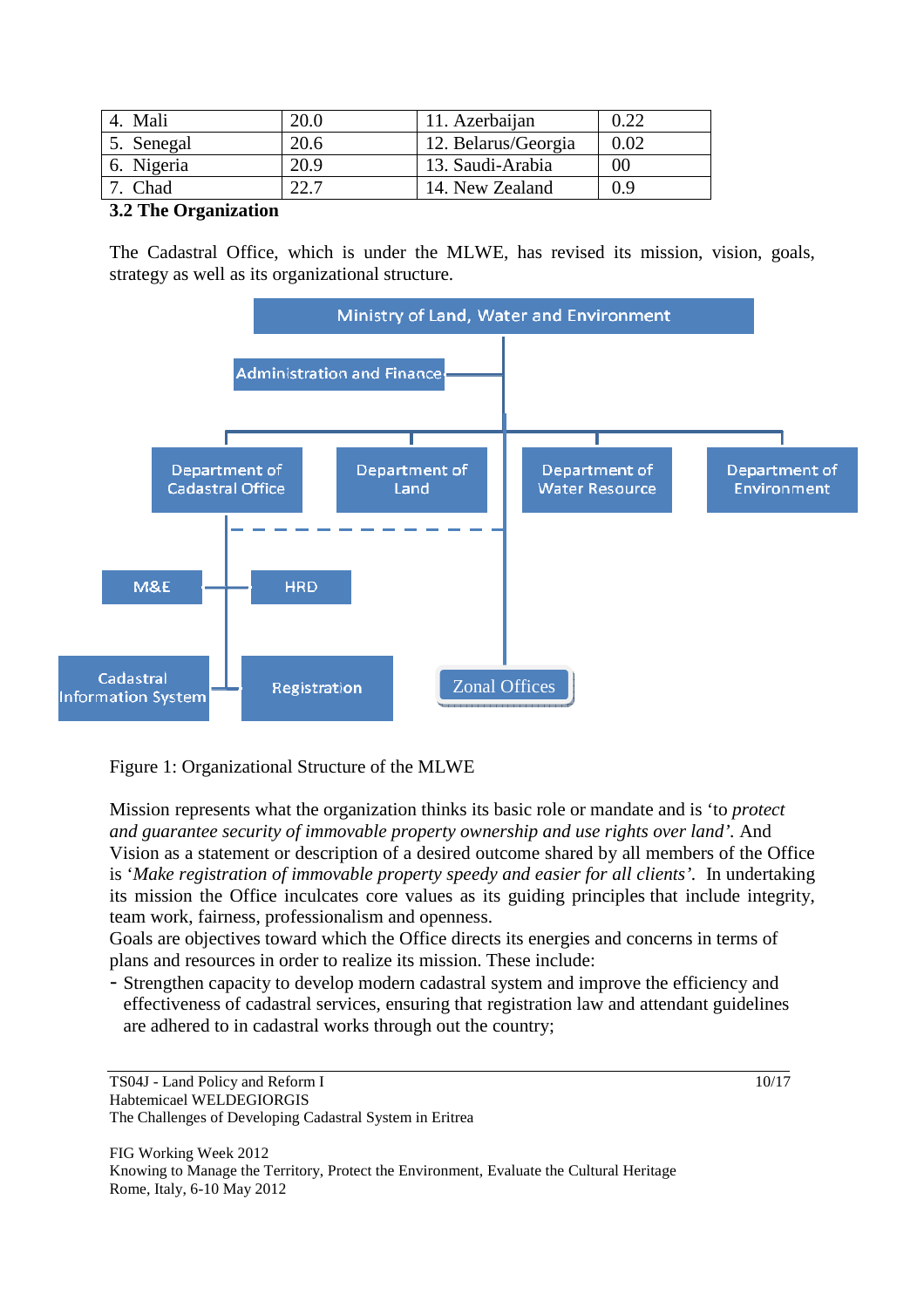| 4. Mali | 20.0 | 11. Azerbaijan | 0.22 |
|---|---|---|---|
| 5. Senegal | 20.6 | 12. Belarus/Georgia | 0.02 |
| 6. Nigeria | 20.9 | 13. Saudi-Arabia | 00 |
| 7. Chad | 22.7 | 14. New Zealand | 0.9 |

### 3.2 The Organization

The Cadastral Office, which is under the MLWE, has revised its mission, vision, goals, strategy as well as its organizational structure.

- Ministry of Land, Water and Environment
  - Administration and Finance
  - Department of Cadastral Office
    - M&E
    - HRD
    - Cadastral Information System
    - Registration
  - Department of Land
  - Department of Water Resource
  - Department of Environment
  - Zonal Offices

Figure 1: Organizational Structure of the MLWE

Mission represents what the organization thinks its basic role or mandate and is 'to *protect and guarantee security of immovable property ownership and use rights over land'*. And Vision as a statement or description of a desired outcome shared by all members of the Office is '*Make registration of immovable property speedy and easier for all clients'*. In undertaking its mission the Office inculcates core values as its guiding principles that include integrity, team work, fairness, professionalism and openness.

Goals are objectives toward which the Office directs its energies and concerns in terms of plans and resources in order to realize its mission. These include:

- Strengthen capacity to develop modern cadastral system and improve the efficiency and effectiveness of cadastral services, ensuring that registration law and attendant guidelines are adhered to in cadastral works through out the country;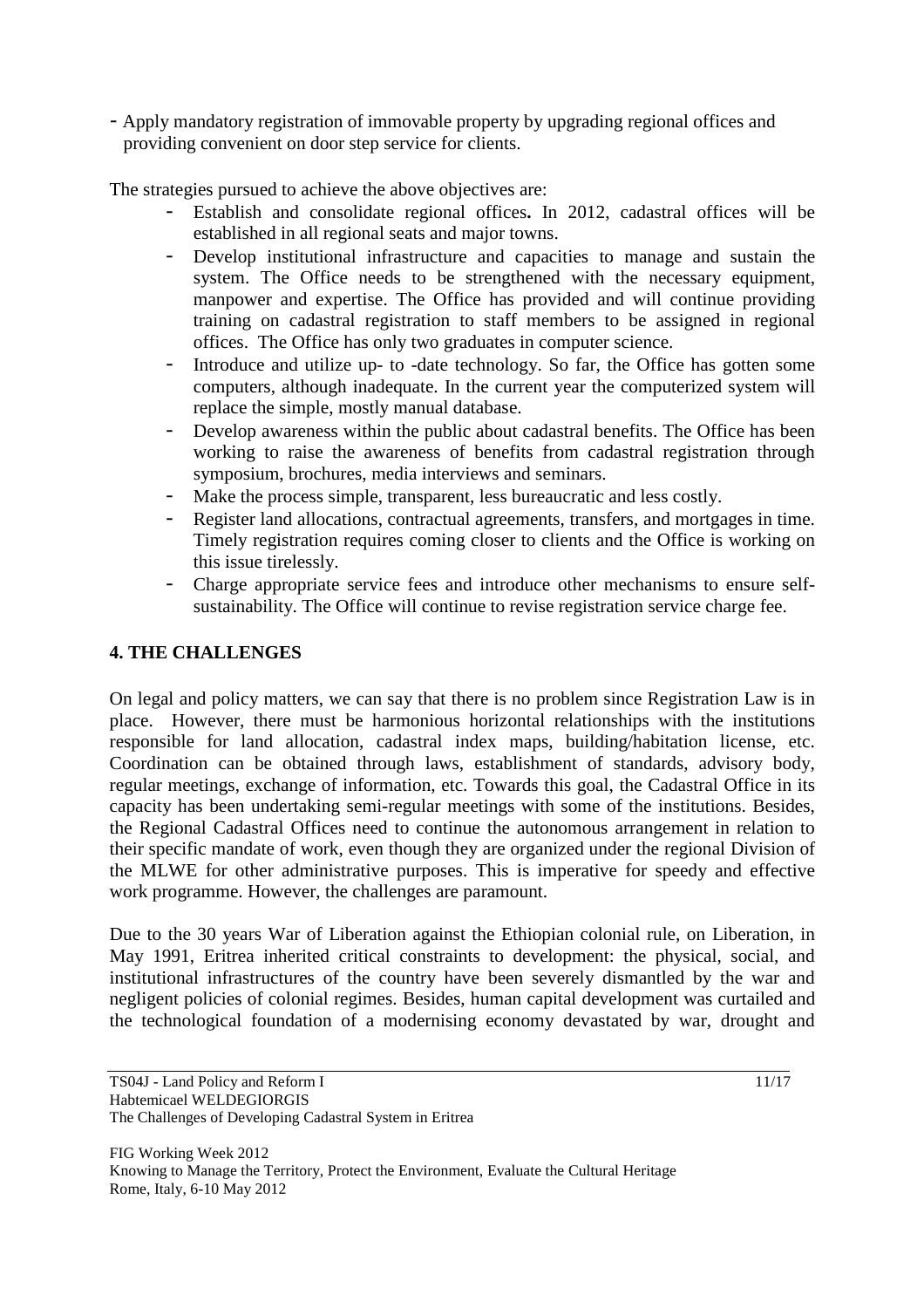- Apply mandatory registration of immovable property by upgrading regional offices and providing convenient on door step service for clients.

The strategies pursued to achieve the above objectives are:

- Establish and consolidate regional offices**.** In 2012, cadastral offices will be established in all regional seats and major towns.
- Develop institutional infrastructure and capacities to manage and sustain the system. The Office needs to be strengthened with the necessary equipment, manpower and expertise. The Office has provided and will continue providing training on cadastral registration to staff members to be assigned in regional offices. The Office has only two graduates in computer science.
- Introduce and utilize up- to -date technology. So far, the Office has gotten some computers, although inadequate. In the current year the computerized system will replace the simple, mostly manual database.
- Develop awareness within the public about cadastral benefits. The Office has been working to raise the awareness of benefits from cadastral registration through symposium, brochures, media interviews and seminars.
- Make the process simple, transparent, less bureaucratic and less costly.
- Register land allocations, contractual agreements, transfers, and mortgages in time. Timely registration requires coming closer to clients and the Office is working on this issue tirelessly.
- Charge appropriate service fees and introduce other mechanisms to ensure self-sustainability. The Office will continue to revise registration service charge fee.

## 4. THE CHALLENGES

On legal and policy matters, we can say that there is no problem since Registration Law is in place. However, there must be harmonious horizontal relationships with the institutions responsible for land allocation, cadastral index maps, building/habitation license, etc. Coordination can be obtained through laws, establishment of standards, advisory body, regular meetings, exchange of information, etc. Towards this goal, the Cadastral Office in its capacity has been undertaking semi-regular meetings with some of the institutions. Besides, the Regional Cadastral Offices need to continue the autonomous arrangement in relation to their specific mandate of work, even though they are organized under the regional Division of the MLWE for other administrative purposes. This is imperative for speedy and effective work programme. However, the challenges are paramount.

Due to the 30 years War of Liberation against the Ethiopian colonial rule, on Liberation, in May 1991, Eritrea inherited critical constraints to development: the physical, social, and institutional infrastructures of the country have been severely dismantled by the war and negligent policies of colonial regimes. Besides, human capital development was curtailed and the technological foundation of a modernising economy devastated by war, drought and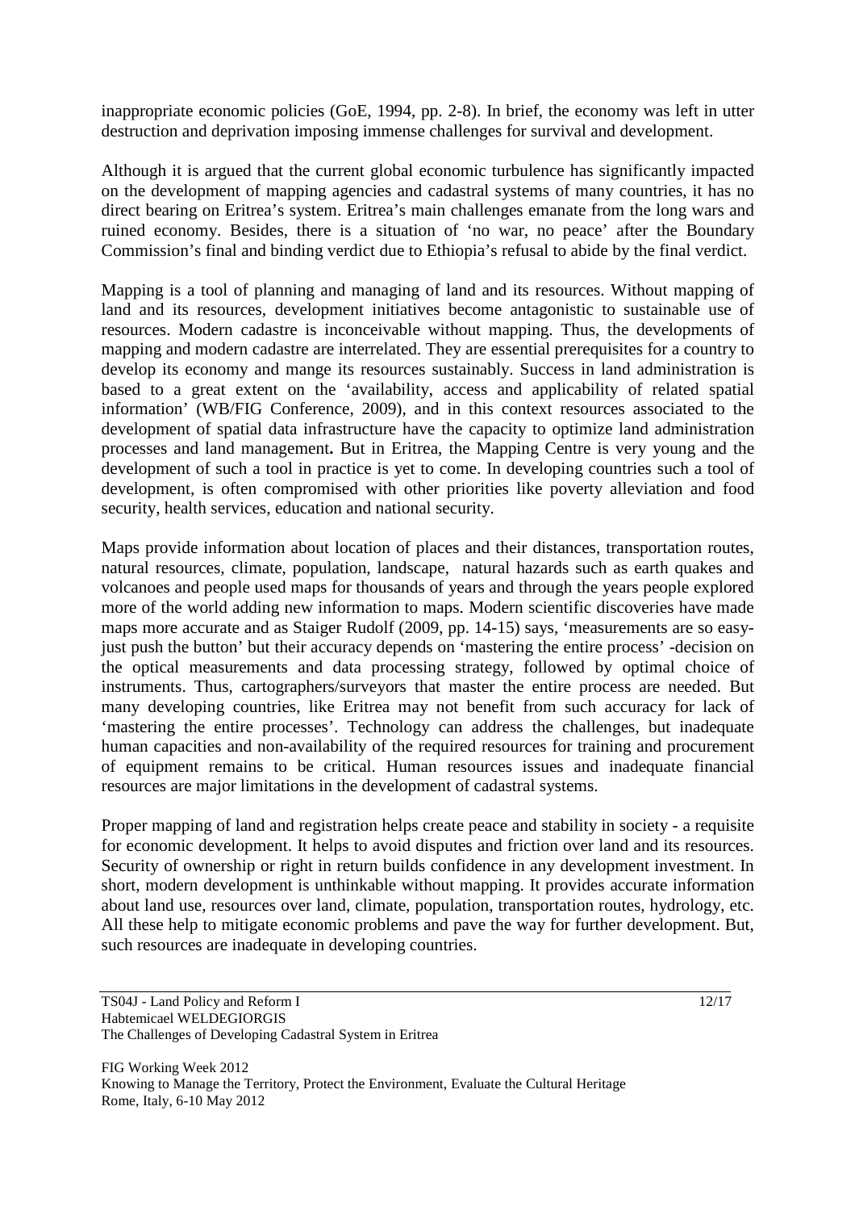inappropriate economic policies (GoE, 1994, pp. 2-8). In brief, the economy was left in utter destruction and deprivation imposing immense challenges for survival and development.

Although it is argued that the current global economic turbulence has significantly impacted on the development of mapping agencies and cadastral systems of many countries, it has no direct bearing on Eritrea's system. Eritrea's main challenges emanate from the long wars and ruined economy. Besides, there is a situation of 'no war, no peace' after the Boundary Commission's final and binding verdict due to Ethiopia's refusal to abide by the final verdict.

Mapping is a tool of planning and managing of land and its resources. Without mapping of land and its resources, development initiatives become antagonistic to sustainable use of resources. Modern cadastre is inconceivable without mapping. Thus, the developments of mapping and modern cadastre are interrelated. They are essential prerequisites for a country to develop its economy and mange its resources sustainably. Success in land administration is based to a great extent on the 'availability, access and applicability of related spatial information' (WB/FIG Conference, 2009), and in this context resources associated to the development of spatial data infrastructure have the capacity to optimize land administration processes and land management**.** But in Eritrea, the Mapping Centre is very young and the development of such a tool in practice is yet to come. In developing countries such a tool of development, is often compromised with other priorities like poverty alleviation and food security, health services, education and national security.

Maps provide information about location of places and their distances, transportation routes, natural resources, climate, population, landscape, natural hazards such as earth quakes and volcanoes and people used maps for thousands of years and through the years people explored more of the world adding new information to maps. Modern scientific discoveries have made maps more accurate and as Staiger Rudolf (2009, pp. 14-15) says, 'measurements are so easy-just push the button' but their accuracy depends on 'mastering the entire process' -decision on the optical measurements and data processing strategy, followed by optimal choice of instruments. Thus, cartographers/surveyors that master the entire process are needed. But many developing countries, like Eritrea may not benefit from such accuracy for lack of 'mastering the entire processes'. Technology can address the challenges, but inadequate human capacities and non-availability of the required resources for training and procurement of equipment remains to be critical. Human resources issues and inadequate financial resources are major limitations in the development of cadastral systems.

Proper mapping of land and registration helps create peace and stability in society - a requisite for economic development. It helps to avoid disputes and friction over land and its resources. Security of ownership or right in return builds confidence in any development investment. In short, modern development is unthinkable without mapping. It provides accurate information about land use, resources over land, climate, population, transportation routes, hydrology, etc. All these help to mitigate economic problems and pave the way for further development. But, such resources are inadequate in developing countries.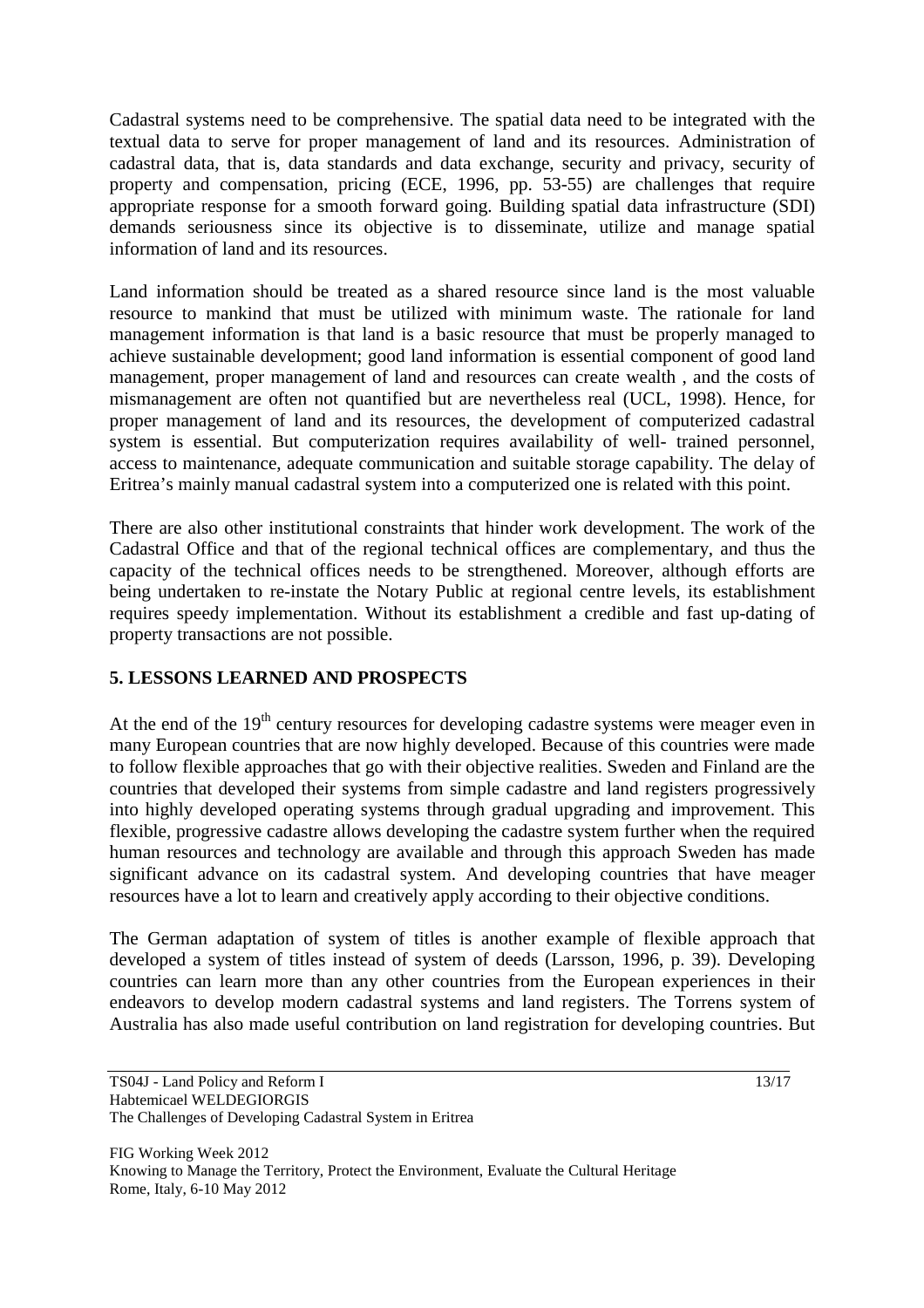Cadastral systems need to be comprehensive. The spatial data need to be integrated with the textual data to serve for proper management of land and its resources. Administration of cadastral data, that is, data standards and data exchange, security and privacy, security of property and compensation, pricing (ECE, 1996, pp. 53-55) are challenges that require appropriate response for a smooth forward going. Building spatial data infrastructure (SDI) demands seriousness since its objective is to disseminate, utilize and manage spatial information of land and its resources.

Land information should be treated as a shared resource since land is the most valuable resource to mankind that must be utilized with minimum waste. The rationale for land management information is that land is a basic resource that must be properly managed to achieve sustainable development; good land information is essential component of good land management, proper management of land and resources can create wealth , and the costs of mismanagement are often not quantified but are nevertheless real (UCL, 1998). Hence, for proper management of land and its resources, the development of computerized cadastral system is essential. But computerization requires availability of well- trained personnel, access to maintenance, adequate communication and suitable storage capability. The delay of Eritrea's mainly manual cadastral system into a computerized one is related with this point.

There are also other institutional constraints that hinder work development. The work of the Cadastral Office and that of the regional technical offices are complementary, and thus the capacity of the technical offices needs to be strengthened. Moreover, although efforts are being undertaken to re-instate the Notary Public at regional centre levels, its establishment requires speedy implementation. Without its establishment a credible and fast up-dating of property transactions are not possible.

## 5. LESSONS LEARNED AND PROSPECTS

At the end of the 19th century resources for developing cadastre systems were meager even in many European countries that are now highly developed. Because of this countries were made to follow flexible approaches that go with their objective realities. Sweden and Finland are the countries that developed their systems from simple cadastre and land registers progressively into highly developed operating systems through gradual upgrading and improvement. This flexible, progressive cadastre allows developing the cadastre system further when the required human resources and technology are available and through this approach Sweden has made significant advance on its cadastral system. And developing countries that have meager resources have a lot to learn and creatively apply according to their objective conditions.

The German adaptation of system of titles is another example of flexible approach that developed a system of titles instead of system of deeds (Larsson, 1996, p. 39). Developing countries can learn more than any other countries from the European experiences in their endeavors to develop modern cadastral systems and land registers. The Torrens system of Australia has also made useful contribution on land registration for developing countries. But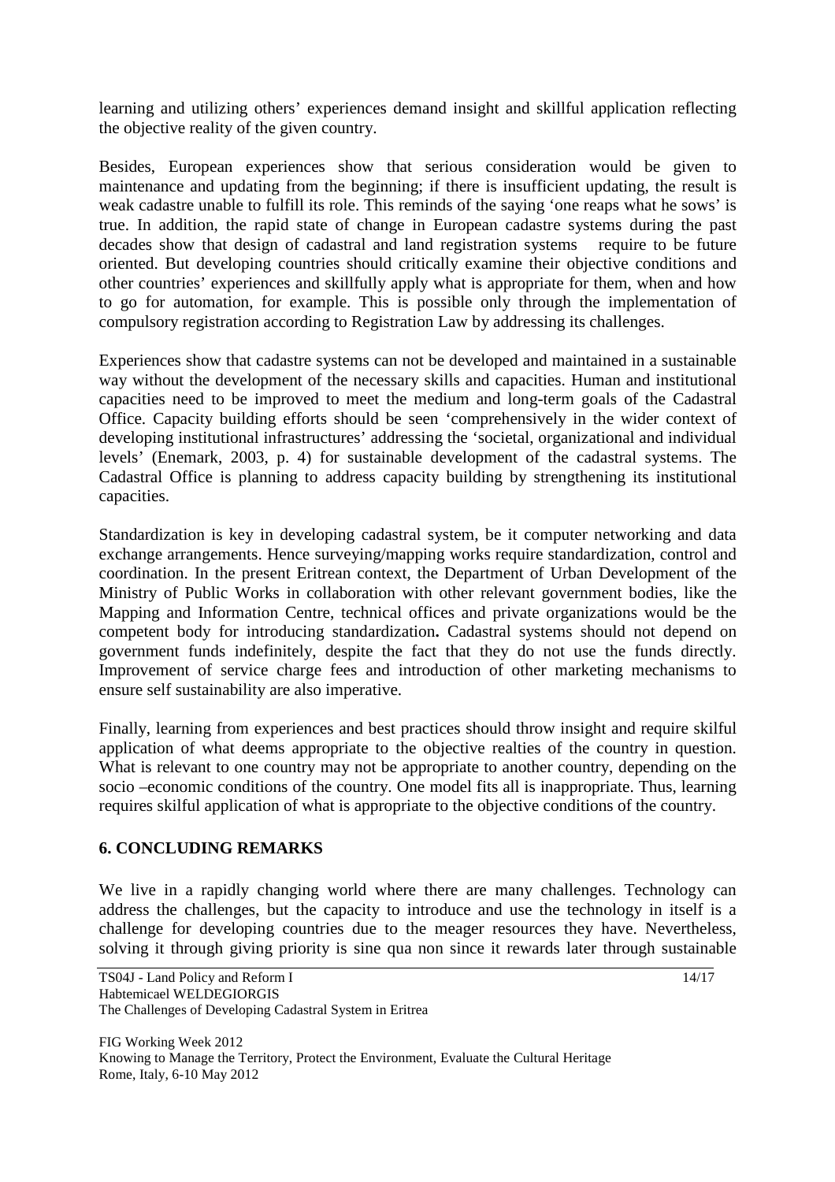learning and utilizing others' experiences demand insight and skillful application reflecting the objective reality of the given country.

Besides, European experiences show that serious consideration would be given to maintenance and updating from the beginning; if there is insufficient updating, the result is weak cadastre unable to fulfill its role. This reminds of the saying 'one reaps what he sows' is true. In addition, the rapid state of change in European cadastre systems during the past decades show that design of cadastral and land registration systems require to be future oriented. But developing countries should critically examine their objective conditions and other countries' experiences and skillfully apply what is appropriate for them, when and how to go for automation, for example. This is possible only through the implementation of compulsory registration according to Registration Law by addressing its challenges.

Experiences show that cadastre systems can not be developed and maintained in a sustainable way without the development of the necessary skills and capacities. Human and institutional capacities need to be improved to meet the medium and long-term goals of the Cadastral Office. Capacity building efforts should be seen 'comprehensively in the wider context of developing institutional infrastructures' addressing the 'societal, organizational and individual levels' (Enemark, 2003, p. 4) for sustainable development of the cadastral systems. The Cadastral Office is planning to address capacity building by strengthening its institutional capacities.

Standardization is key in developing cadastral system, be it computer networking and data exchange arrangements. Hence surveying/mapping works require standardization, control and coordination. In the present Eritrean context, the Department of Urban Development of the Ministry of Public Works in collaboration with other relevant government bodies, like the Mapping and Information Centre, technical offices and private organizations would be the competent body for introducing standardization**.** Cadastral systems should not depend on government funds indefinitely, despite the fact that they do not use the funds directly. Improvement of service charge fees and introduction of other marketing mechanisms to ensure self sustainability are also imperative.

Finally, learning from experiences and best practices should throw insight and require skilful application of what deems appropriate to the objective realties of the country in question. What is relevant to one country may not be appropriate to another country, depending on the socio –economic conditions of the country. One model fits all is inappropriate. Thus, learning requires skilful application of what is appropriate to the objective conditions of the country.

## 6. CONCLUDING REMARKS

We live in a rapidly changing world where there are many challenges. Technology can address the challenges, but the capacity to introduce and use the technology in itself is a challenge for developing countries due to the meager resources they have. Nevertheless, solving it through giving priority is sine qua non since it rewards later through sustainable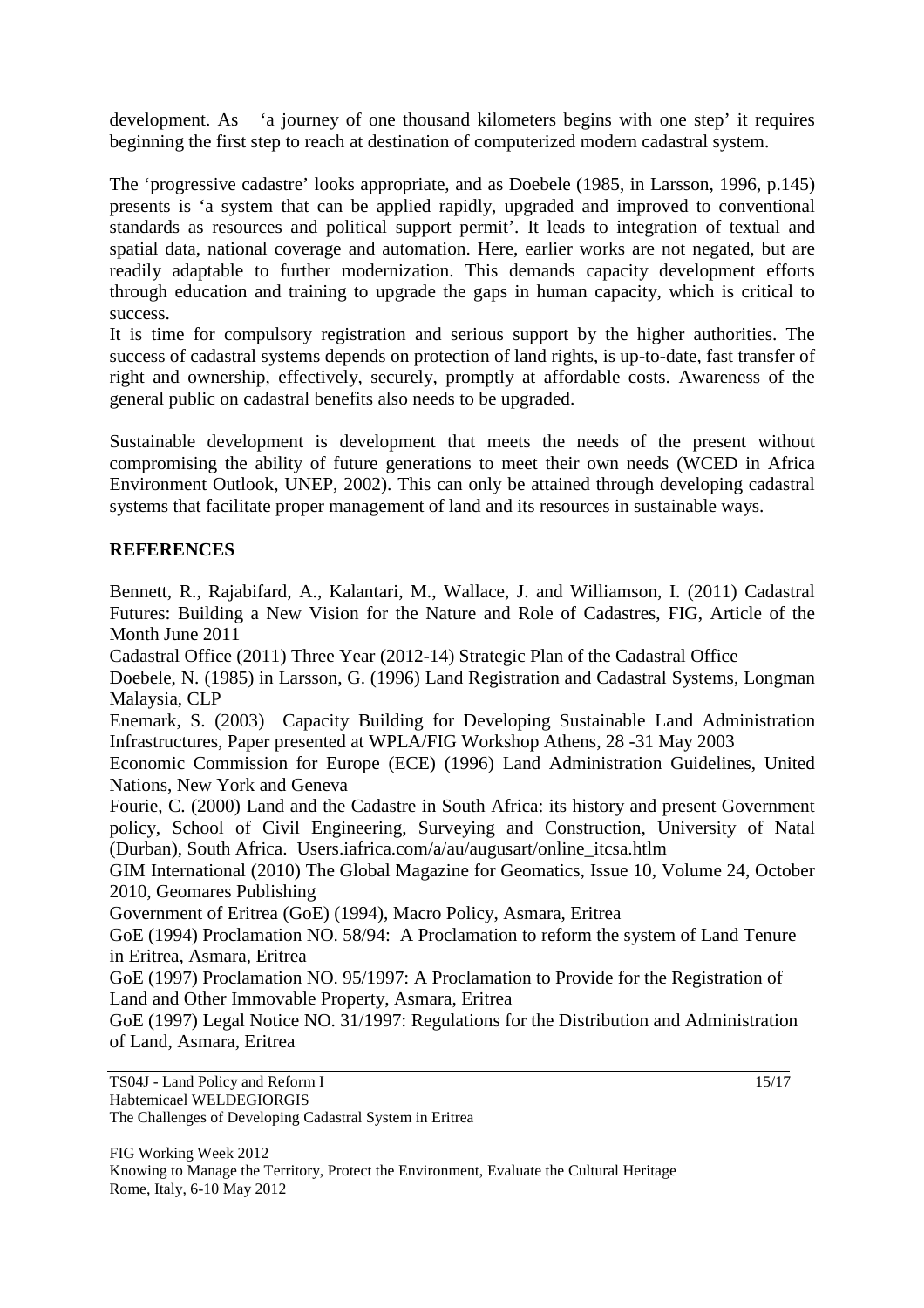development. As 'a journey of one thousand kilometers begins with one step' it requires beginning the first step to reach at destination of computerized modern cadastral system.

The 'progressive cadastre' looks appropriate, and as Doebele (1985, in Larsson, 1996, p.145) presents is 'a system that can be applied rapidly, upgraded and improved to conventional standards as resources and political support permit'. It leads to integration of textual and spatial data, national coverage and automation. Here, earlier works are not negated, but are readily adaptable to further modernization. This demands capacity development efforts through education and training to upgrade the gaps in human capacity, which is critical to success.

It is time for compulsory registration and serious support by the higher authorities. The success of cadastral systems depends on protection of land rights, is up-to-date, fast transfer of right and ownership, effectively, securely, promptly at affordable costs. Awareness of the general public on cadastral benefits also needs to be upgraded.

Sustainable development is development that meets the needs of the present without compromising the ability of future generations to meet their own needs (WCED in Africa Environment Outlook, UNEP, 2002). This can only be attained through developing cadastral systems that facilitate proper management of land and its resources in sustainable ways.

## REFERENCES

Bennett, R., Rajabifard, A., Kalantari, M., Wallace, J. and Williamson, I. (2011) Cadastral Futures: Building a New Vision for the Nature and Role of Cadastres, FIG, Article of the Month June 2011

Cadastral Office (2011) Three Year (2012-14) Strategic Plan of the Cadastral Office

Doebele, N. (1985) in Larsson, G. (1996) Land Registration and Cadastral Systems, Longman Malaysia, CLP

Enemark, S. (2003) Capacity Building for Developing Sustainable Land Administration Infrastructures, Paper presented at WPLA/FIG Workshop Athens, 28 -31 May 2003

Economic Commission for Europe (ECE) (1996) Land Administration Guidelines, United Nations, New York and Geneva

Fourie, C. (2000) Land and the Cadastre in South Africa: its history and present Government policy, School of Civil Engineering, Surveying and Construction, University of Natal (Durban), South Africa. Users.iafrica.com/a/au/augusart/online_itcsa.htlm

GIM International (2010) The Global Magazine for Geomatics, Issue 10, Volume 24, October 2010, Geomares Publishing

Government of Eritrea (GoE) (1994), Macro Policy, Asmara, Eritrea

GoE (1994) Proclamation NO. 58/94: A Proclamation to reform the system of Land Tenure in Eritrea, Asmara, Eritrea

GoE (1997) Proclamation NO. 95/1997: A Proclamation to Provide for the Registration of Land and Other Immovable Property, Asmara, Eritrea

GoE (1997) Legal Notice NO. 31/1997: Regulations for the Distribution and Administration of Land, Asmara, Eritrea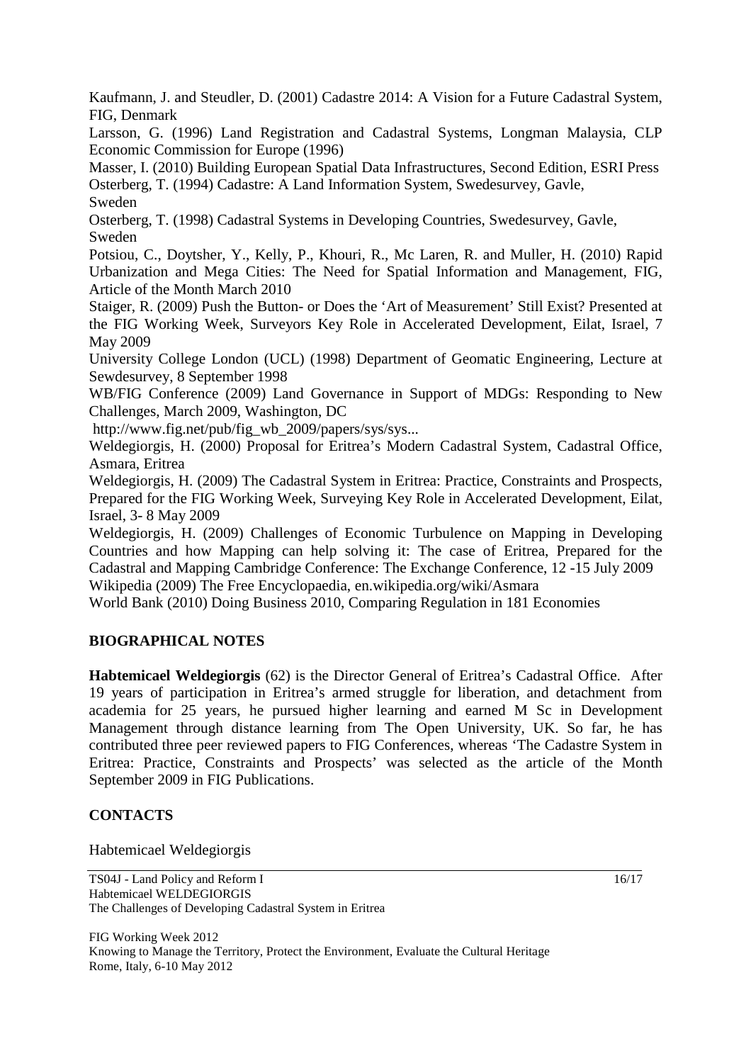Kaufmann, J. and Steudler, D. (2001) Cadastre 2014: A Vision for a Future Cadastral System, FIG, Denmark

Larsson, G. (1996) Land Registration and Cadastral Systems, Longman Malaysia, CLP Economic Commission for Europe (1996)

Masser, I. (2010) Building European Spatial Data Infrastructures, Second Edition, ESRI Press

Osterberg, T. (1994) Cadastre: A Land Information System, Swedesurvey, Gavle, Sweden

Osterberg, T. (1998) Cadastral Systems in Developing Countries, Swedesurvey, Gavle, Sweden

Potsiou, C., Doytsher, Y., Kelly, P., Khouri, R., Mc Laren, R. and Muller, H. (2010) Rapid Urbanization and Mega Cities: The Need for Spatial Information and Management, FIG, Article of the Month March 2010

Staiger, R. (2009) Push the Button- or Does the 'Art of Measurement' Still Exist? Presented at the FIG Working Week, Surveyors Key Role in Accelerated Development, Eilat, Israel, 7 May 2009

University College London (UCL) (1998) Department of Geomatic Engineering, Lecture at Sewdesurvey, 8 September 1998

WB/FIG Conference (2009) Land Governance in Support of MDGs: Responding to New Challenges, March 2009, Washington, DC

http://www.fig.net/pub/fig_wb_2009/papers/sys/sys...

Weldegiorgis, H. (2000) Proposal for Eritrea's Modern Cadastral System, Cadastral Office, Asmara, Eritrea

Weldegiorgis, H. (2009) The Cadastral System in Eritrea: Practice, Constraints and Prospects, Prepared for the FIG Working Week, Surveying Key Role in Accelerated Development, Eilat, Israel, 3- 8 May 2009

Weldegiorgis, H. (2009) Challenges of Economic Turbulence on Mapping in Developing Countries and how Mapping can help solving it: The case of Eritrea, Prepared for the Cadastral and Mapping Cambridge Conference: The Exchange Conference, 12 -15 July 2009

Wikipedia (2009) The Free Encyclopaedia, en.wikipedia.org/wiki/Asmara

World Bank (2010) Doing Business 2010, Comparing Regulation in 181 Economies

## BIOGRAPHICAL NOTES

**Habtemicael Weldegiorgis** (62) is the Director General of Eritrea's Cadastral Office. After 19 years of participation in Eritrea's armed struggle for liberation, and detachment from academia for 25 years, he pursued higher learning and earned M Sc in Development Management through distance learning from The Open University, UK. So far, he has contributed three peer reviewed papers to FIG Conferences, whereas 'The Cadastre System in Eritrea: Practice, Constraints and Prospects' was selected as the article of the Month September 2009 in FIG Publications.

## CONTACTS

Habtemicael Weldegiorgis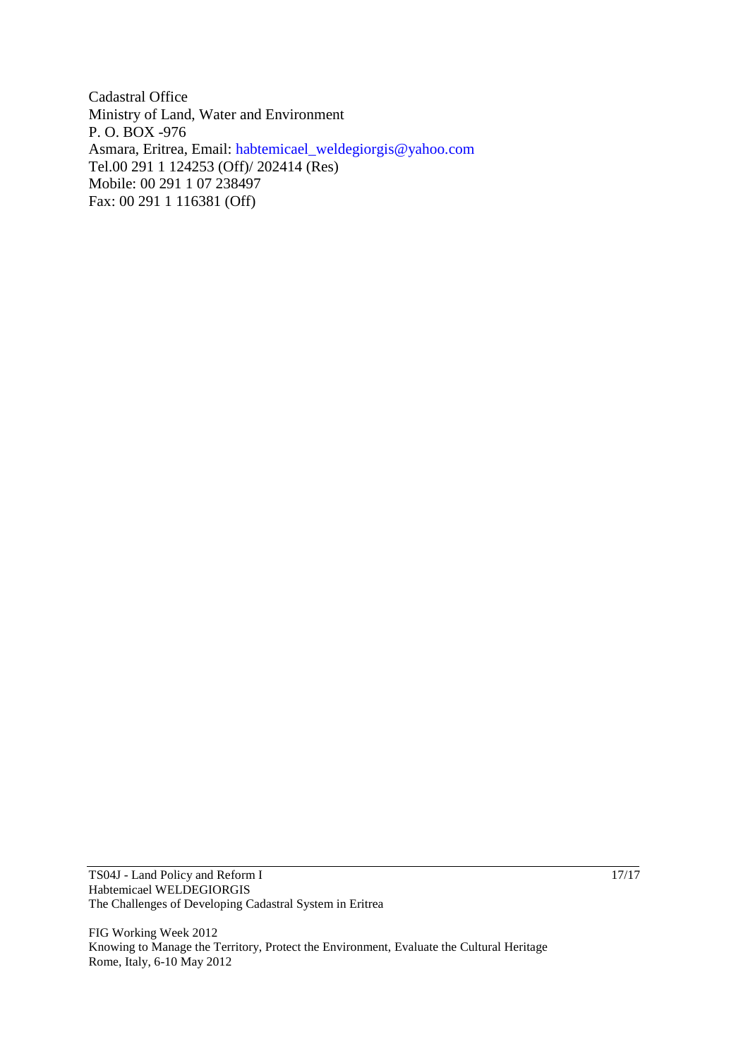Cadastral Office  
Ministry of Land, Water and Environment  
P. O. BOX -976  
Asmara, Eritrea, Email: habtemicael_weldegiorgis@yahoo.com  
Tel.00 291 1 124253 (Off)/ 202414 (Res)  
Mobile: 00 291 1 07 238497  
Fax: 00 291 1 116381 (Off)